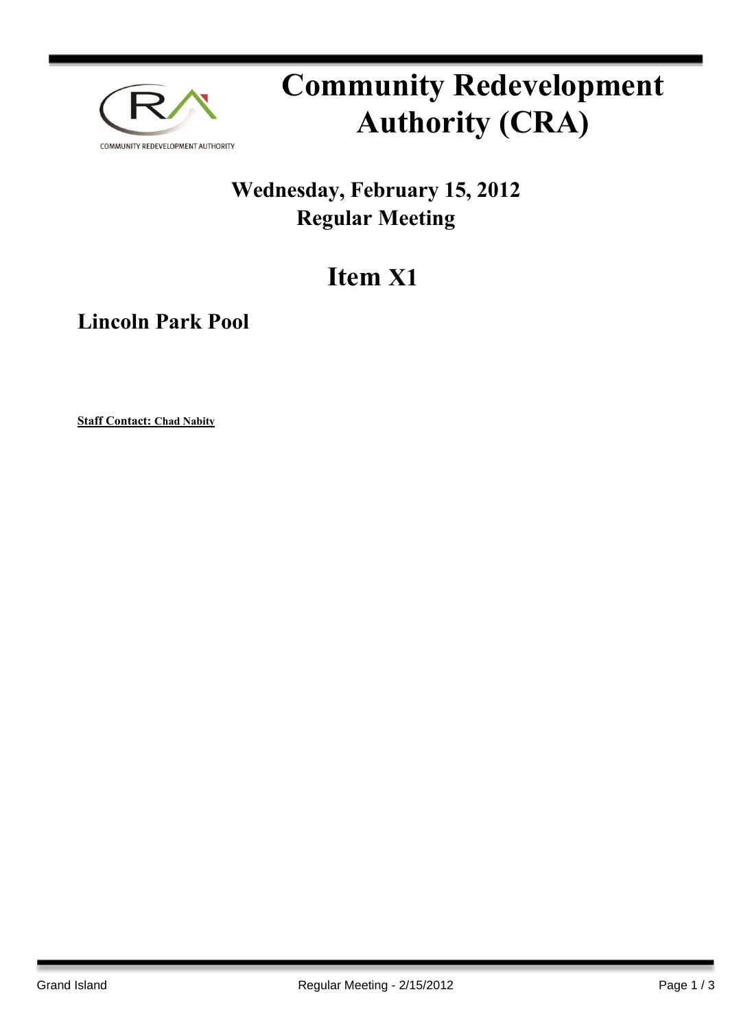# Community Redevelopment Authority (CRA)

## Wednesday, February 15, 2012
## Regular Meeting

# Item X1

## Lincoln Park Pool

**Staff Contact: Chad Nabity**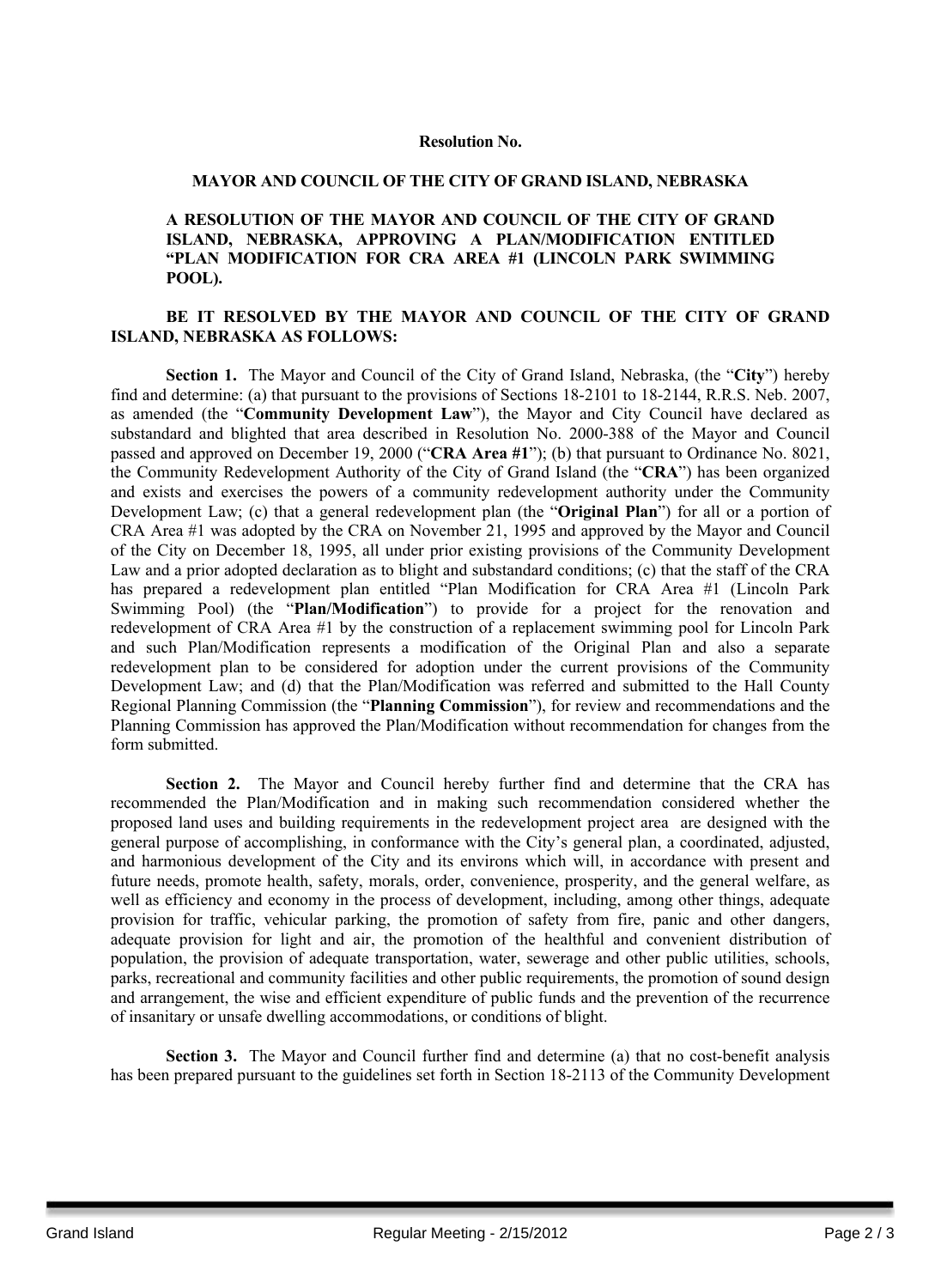**Resolution No.**

**MAYOR AND COUNCIL OF THE CITY OF GRAND ISLAND, NEBRASKA**

**A RESOLUTION OF THE MAYOR AND COUNCIL OF THE CITY OF GRAND ISLAND, NEBRASKA, APPROVING A PLAN/MODIFICATION ENTITLED "PLAN MODIFICATION FOR CRA AREA #1 (LINCOLN PARK SWIMMING POOL).**

**BE IT RESOLVED BY THE MAYOR AND COUNCIL OF THE CITY OF GRAND ISLAND, NEBRASKA AS FOLLOWS:**

**Section 1.** The Mayor and Council of the City of Grand Island, Nebraska, (the "**City**") hereby find and determine: (a) that pursuant to the provisions of Sections 18-2101 to 18-2144, R.R.S. Neb. 2007, as amended (the "**Community Development Law**"), the Mayor and City Council have declared as substandard and blighted that area described in Resolution No. 2000-388 of the Mayor and Council passed and approved on December 19, 2000 ("**CRA Area #1**"); (b) that pursuant to Ordinance No. 8021, the Community Redevelopment Authority of the City of Grand Island (the "**CRA**") has been organized and exists and exercises the powers of a community redevelopment authority under the Community Development Law; (c) that a general redevelopment plan (the "**Original Plan**") for all or a portion of CRA Area #1 was adopted by the CRA on November 21, 1995 and approved by the Mayor and Council of the City on December 18, 1995, all under prior existing provisions of the Community Development Law and a prior adopted declaration as to blight and substandard conditions; (c) that the staff of the CRA has prepared a redevelopment plan entitled "Plan Modification for CRA Area #1 (Lincoln Park Swimming Pool) (the "**Plan/Modification**") to provide for a project for the renovation and redevelopment of CRA Area #1 by the construction of a replacement swimming pool for Lincoln Park and such Plan/Modification represents a modification of the Original Plan and also a separate redevelopment plan to be considered for adoption under the current provisions of the Community Development Law; and (d) that the Plan/Modification was referred and submitted to the Hall County Regional Planning Commission (the "**Planning Commission**"), for review and recommendations and the Planning Commission has approved the Plan/Modification without recommendation for changes from the form submitted.

**Section 2.** The Mayor and Council hereby further find and determine that the CRA has recommended the Plan/Modification and in making such recommendation considered whether the proposed land uses and building requirements in the redevelopment project area are designed with the general purpose of accomplishing, in conformance with the City's general plan, a coordinated, adjusted, and harmonious development of the City and its environs which will, in accordance with present and future needs, promote health, safety, morals, order, convenience, prosperity, and the general welfare, as well as efficiency and economy in the process of development, including, among other things, adequate provision for traffic, vehicular parking, the promotion of safety from fire, panic and other dangers, adequate provision for light and air, the promotion of the healthful and convenient distribution of population, the provision of adequate transportation, water, sewerage and other public utilities, schools, parks, recreational and community facilities and other public requirements, the promotion of sound design and arrangement, the wise and efficient expenditure of public funds and the prevention of the recurrence of insanitary or unsafe dwelling accommodations, or conditions of blight.

**Section 3.** The Mayor and Council further find and determine (a) that no cost-benefit analysis has been prepared pursuant to the guidelines set forth in Section 18-2113 of the Community Development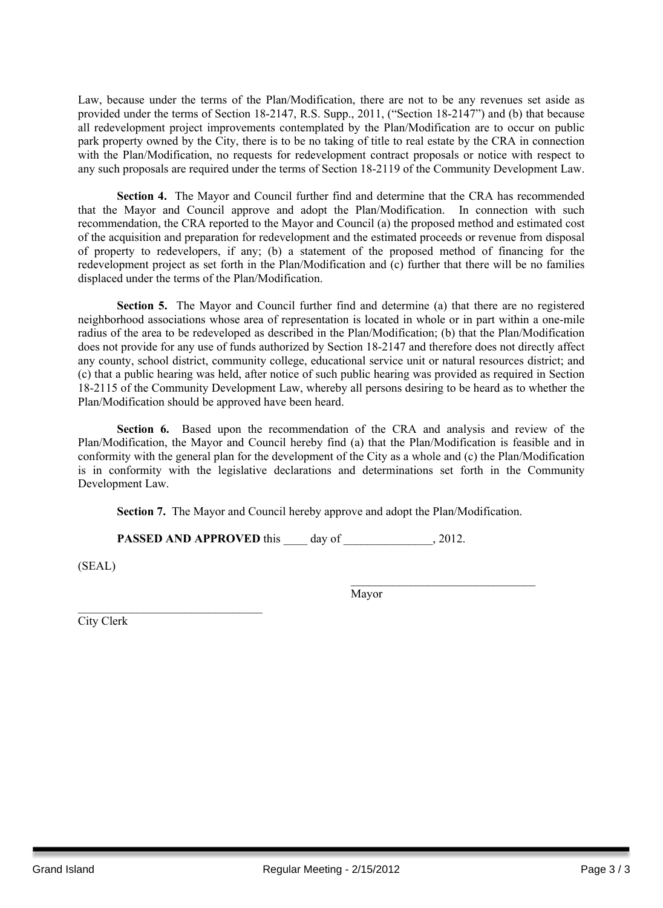Law, because under the terms of the Plan/Modification, there are not to be any revenues set aside as provided under the terms of Section 18-2147, R.S. Supp., 2011, ("Section 18-2147") and (b) that because all redevelopment project improvements contemplated by the Plan/Modification are to occur on public park property owned by the City, there is to be no taking of title to real estate by the CRA in connection with the Plan/Modification, no requests for redevelopment contract proposals or notice with respect to any such proposals are required under the terms of Section 18-2119 of the Community Development Law.

**Section 4.** The Mayor and Council further find and determine that the CRA has recommended that the Mayor and Council approve and adopt the Plan/Modification. In connection with such recommendation, the CRA reported to the Mayor and Council (a) the proposed method and estimated cost of the acquisition and preparation for redevelopment and the estimated proceeds or revenue from disposal of property to redevelopers, if any; (b) a statement of the proposed method of financing for the redevelopment project as set forth in the Plan/Modification and (c) further that there will be no families displaced under the terms of the Plan/Modification.

**Section 5.** The Mayor and Council further find and determine (a) that there are no registered neighborhood associations whose area of representation is located in whole or in part within a one-mile radius of the area to be redeveloped as described in the Plan/Modification; (b) that the Plan/Modification does not provide for any use of funds authorized by Section 18-2147 and therefore does not directly affect any county, school district, community college, educational service unit or natural resources district; and (c) that a public hearing was held, after notice of such public hearing was provided as required in Section 18-2115 of the Community Development Law, whereby all persons desiring to be heard as to whether the Plan/Modification should be approved have been heard.

**Section 6.** Based upon the recommendation of the CRA and analysis and review of the Plan/Modification, the Mayor and Council hereby find (a) that the Plan/Modification is feasible and in conformity with the general plan for the development of the City as a whole and (c) the Plan/Modification is in conformity with the legislative declarations and determinations set forth in the Community Development Law.

**Section 7.** The Mayor and Council hereby approve and adopt the Plan/Modification.

**PASSED AND APPROVED** this ____ day of _______________, 2012.

(SEAL)

________________________________
Mayor

________________________________
City Clerk